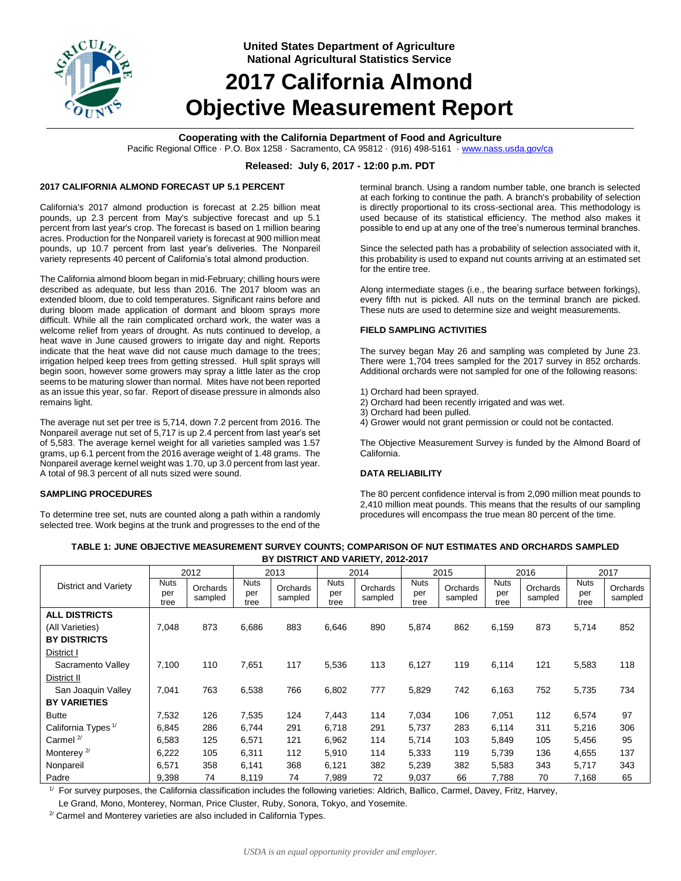United States Department of Agriculture
National Agricultural Statistics Service

# 2017 California Almond Objective Measurement Report

**Cooperating with the California Department of Food and Agriculture**

Pacific Regional Office · P.O. Box 1258 · Sacramento, CA 95812 · (916) 498-5161 · www.nass.usda.gov/ca

**Released: July 6, 2017 - 12:00 p.m. PDT**

### 2017 CALIFORNIA ALMOND FORECAST UP 5.1 PERCENT

California's 2017 almond production is forecast at 2.25 billion meat pounds, up 2.3 percent from May's subjective forecast and up 5.1 percent from last year's crop. The forecast is based on 1 million bearing acres. Production for the Nonpareil variety is forecast at 900 million meat pounds, up 10.7 percent from last year's deliveries. The Nonpareil variety represents 40 percent of California's total almond production.

The California almond bloom began in mid-February; chilling hours were described as adequate, but less than 2016. The 2017 bloom was an extended bloom, due to cold temperatures. Significant rains before and during bloom made application of dormant and bloom sprays more difficult. While all the rain complicated orchard work, the water was a welcome relief from years of drought. As nuts continued to develop, a heat wave in June caused growers to irrigate day and night. Reports indicate that the heat wave did not cause much damage to the trees; irrigation helped keep trees from getting stressed. Hull split sprays will begin soon, however some growers may spray a little later as the crop seems to be maturing slower than normal. Mites have not been reported as an issue this year, so far. Report of disease pressure in almonds also remains light.

The average nut set per tree is 5,714, down 7.2 percent from 2016. The Nonpareil average nut set of 5,717 is up 2.4 percent from last year's set of 5,583. The average kernel weight for all varieties sampled was 1.57 grams, up 6.1 percent from the 2016 average weight of 1.48 grams. The Nonpareil average kernel weight was 1.70, up 3.0 percent from last year. A total of 98.3 percent of all nuts sized were sound.

### SAMPLING PROCEDURES

To determine tree set, nuts are counted along a path within a randomly selected tree. Work begins at the trunk and progresses to the end of the terminal branch. Using a random number table, one branch is selected at each forking to continue the path. A branch's probability of selection is directly proportional to its cross-sectional area. This methodology is used because of its statistical efficiency. The method also makes it possible to end up at any one of the tree's numerous terminal branches.

Since the selected path has a probability of selection associated with it, this probability is used to expand nut counts arriving at an estimated set for the entire tree.

Along intermediate stages (i.e., the bearing surface between forkings), every fifth nut is picked. All nuts on the terminal branch are picked. These nuts are used to determine size and weight measurements.

### FIELD SAMPLING ACTIVITIES

The survey began May 26 and sampling was completed by June 23. There were 1,704 trees sampled for the 2017 survey in 852 orchards. Additional orchards were not sampled for one of the following reasons:

1) Orchard had been sprayed.
2) Orchard had been recently irrigated and was wet.
3) Orchard had been pulled.
4) Grower would not grant permission or could not be contacted.

The Objective Measurement Survey is funded by the Almond Board of California.

### DATA RELIABILITY

The 80 percent confidence interval is from 2,090 million meat pounds to 2,410 million meat pounds. This means that the results of our sampling procedures will encompass the true mean 80 percent of the time.

**TABLE 1: JUNE OBJECTIVE MEASUREMENT SURVEY COUNTS; COMPARISON OF NUT ESTIMATES AND ORCHARDS SAMPLED BY DISTRICT AND VARIETY, 2012-2017**

| District and Variety | 2012 | | 2013 | | 2014 | | 2015 | | 2016 | | 2017 | |
|---|---|---|---|---|---|---|---|---|---|---|---|---|
| | Nuts per tree | Orchards sampled | Nuts per tree | Orchards sampled | Nuts per tree | Orchards sampled | Nuts per tree | Orchards sampled | Nuts per tree | Orchards sampled | Nuts per tree | Orchards sampled |
| **ALL DISTRICTS** | | | | | | | | | | | | |
| (All Varieties) | 7,048 | 873 | 6,686 | 883 | 6,646 | 890 | 5,874 | 862 | 6,159 | 873 | 5,714 | 852 |
| **BY DISTRICTS** | | | | | | | | | | | | |
| District I | | | | | | | | | | | | |
| Sacramento Valley | 7,100 | 110 | 7,651 | 117 | 5,536 | 113 | 6,127 | 119 | 6,114 | 121 | 5,583 | 118 |
| District II | | | | | | | | | | | | |
| San Joaquin Valley | 7,041 | 763 | 6,538 | 766 | 6,802 | 777 | 5,829 | 742 | 6,163 | 752 | 5,735 | 734 |
| **BY VARIETIES** | | | | | | | | | | | | |
| Butte | 7,532 | 126 | 7,535 | 124 | 7,443 | 114 | 7,034 | 106 | 7,051 | 112 | 6,574 | 97 |
| California Types [1/] | 6,845 | 286 | 6,744 | 291 | 6,718 | 291 | 5,737 | 283 | 6,114 | 311 | 5,216 | 306 |
| Carmel [2/] | 6,583 | 125 | 6,571 | 121 | 6,962 | 114 | 5,714 | 103 | 5,849 | 105 | 5,456 | 95 |
| Monterey [2/] | 6,222 | 105 | 6,311 | 112 | 5,910 | 114 | 5,333 | 119 | 5,739 | 136 | 4,655 | 137 |
| Nonpareil | 6,571 | 358 | 6,141 | 368 | 6,121 | 382 | 5,239 | 382 | 5,583 | 343 | 5,717 | 343 |
| Padre | 9,398 | 74 | 8,119 | 74 | 7,989 | 72 | 9,037 | 66 | 7,788 | 70 | 7,168 | 65 |

[1/] For survey purposes, the California classification includes the following varieties: Aldrich, Ballico, Carmel, Davey, Fritz, Harvey, Le Grand, Mono, Monterey, Norman, Price Cluster, Ruby, Sonora, Tokyo, and Yosemite.

[2/] Carmel and Monterey varieties are also included in California Types.

*USDA is an equal opportunity provider and employer.*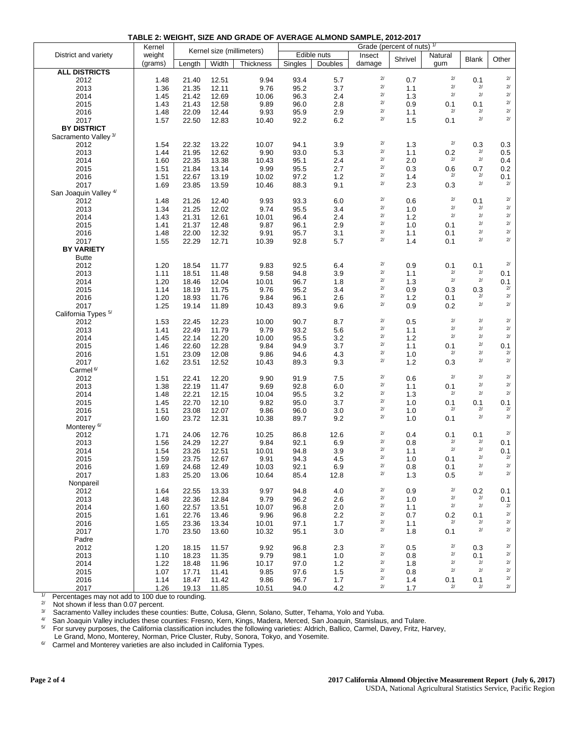**TABLE 2: WEIGHT, SIZE AND GRADE OF AVERAGE ALMOND SAMPLE, 2012-2017**

| District and variety | Kernel weight (grams) | Kernel size (millimeters) | | | Grade (percent of nuts) [1/] | | | | | | |
|---|---|---|---|---|---|---|---|---|---|---|---|
| | | Length | Width | Thickness | Edible nuts Singles | Edible nuts Doubles | Insect damage | Shrivel | Natural gum | Blank | Other |
| **ALL DISTRICTS** | | | | | | | | | | | |
| 2012 | 1.48 | 21.40 | 12.51 | 9.94 | 93.4 | 5.7 | 2/ | 0.7 | 2/ | 0.1 | 2/ |
| 2013 | 1.36 | 21.35 | 12.11 | 9.76 | 95.2 | 3.7 | 2/ | 1.1 | 2/ | 2/ | 2/ |
| 2014 | 1.45 | 21.42 | 12.69 | 10.06 | 96.3 | 2.4 | 2/ | 1.3 | 2/ | 2/ | 2/ |
| 2015 | 1.43 | 21.43 | 12.58 | 9.89 | 96.0 | 2.8 | 2/ | 0.9 | 0.1 | 0.1 | 2/ |
| 2016 | 1.48 | 22.09 | 12.44 | 9.93 | 95.9 | 2.9 | 2/ | 1.1 | 2/ | 2/ | 2/ |
| 2017 | 1.57 | 22.50 | 12.83 | 10.40 | 92.2 | 6.2 | 2/ | 1.5 | 0.1 | 2/ | 2/ |
| **BY DISTRICT** | | | | | | | | | | | |
| Sacramento Valley [3/] | | | | | | | | | | | |
| 2012 | 1.54 | 22.32 | 13.22 | 10.07 | 94.1 | 3.9 | 2/ | 1.3 | 2/ | 0.3 | 0.3 |
| 2013 | 1.44 | 21.95 | 12.62 | 9.90 | 93.0 | 5.3 | 2/ | 1.1 | 0.2 | 2/ | 0.5 |
| 2014 | 1.60 | 22.35 | 13.38 | 10.43 | 95.1 | 2.4 | 2/ | 2.0 | 2/ | 2/ | 0.4 |
| 2015 | 1.51 | 21.84 | 13.14 | 9.99 | 95.5 | 2.7 | 2/ | 0.3 | 0.6 | 0.7 | 0.2 |
| 2016 | 1.51 | 22.67 | 13.19 | 10.02 | 97.2 | 1.2 | 2/ | 1.4 | 2/ | 2/ | 0.1 |
| 2017 | 1.69 | 23.85 | 13.59 | 10.46 | 88.3 | 9.1 | 2/ | 2.3 | 0.3 | 2/ | 2/ |
| San Joaquin Valley [4/] | | | | | | | | | | | |
| 2012 | 1.48 | 21.26 | 12.40 | 9.93 | 93.3 | 6.0 | 2/ | 0.6 | 2/ | 0.1 | 2/ |
| 2013 | 1.34 | 21.25 | 12.02 | 9.74 | 95.5 | 3.4 | 2/ | 1.0 | 2/ | 2/ | 2/ |
| 2014 | 1.43 | 21.31 | 12.61 | 10.01 | 96.4 | 2.4 | 2/ | 1.2 | 2/ | 2/ | 2/ |
| 2015 | 1.41 | 21.37 | 12.48 | 9.87 | 96.1 | 2.9 | 2/ | 1.0 | 0.1 | 2/ | 2/ |
| 2016 | 1.48 | 22.00 | 12.32 | 9.91 | 95.7 | 3.1 | 2/ | 1.1 | 0.1 | 2/ | 2/ |
| 2017 | 1.55 | 22.29 | 12.71 | 10.39 | 92.8 | 5.7 | 2/ | 1.4 | 0.1 | 2/ | 2/ |
| **BY VARIETY** | | | | | | | | | | | |
| Butte | | | | | | | | | | | |
| 2012 | 1.20 | 18.54 | 11.77 | 9.83 | 92.5 | 6.4 | 2/ | 0.9 | 0.1 | 0.1 | 2/ |
| 2013 | 1.11 | 18.51 | 11.48 | 9.58 | 94.8 | 3.9 | 2/ | 1.1 | 2/ | 2/ | 0.1 |
| 2014 | 1.20 | 18.46 | 12.04 | 10.01 | 96.7 | 1.8 | 2/ | 1.3 | 2/ | 2/ | 0.1 |
| 2015 | 1.14 | 18.19 | 11.75 | 9.76 | 95.2 | 3.4 | 2/ | 0.9 | 0.3 | 0.3 | 2/ |
| 2016 | 1.20 | 18.93 | 11.76 | 9.84 | 96.1 | 2.6 | 2/ | 1.2 | 0.1 | 2/ | 2/ |
| 2017 | 1.25 | 19.14 | 11.89 | 10.43 | 89.3 | 9.6 | 2/ | 0.9 | 0.2 | 2/ | 2/ |
| California Types [5/] | | | | | | | | | | | |
| 2012 | 1.53 | 22.45 | 12.23 | 10.00 | 90.7 | 8.7 | 2/ | 0.5 | 2/ | 2/ | 2/ |
| 2013 | 1.41 | 22.49 | 11.79 | 9.79 | 93.2 | 5.6 | 2/ | 1.1 | 2/ | 2/ | 2/ |
| 2014 | 1.45 | 22.14 | 12.20 | 10.00 | 95.5 | 3.2 | 2/ | 1.2 | 2/ | 2/ | 2/ |
| 2015 | 1.46 | 22.60 | 12.28 | 9.84 | 94.9 | 3.7 | 2/ | 1.1 | 0.1 | 2/ | 0.1 |
| 2016 | 1.51 | 23.09 | 12.08 | 9.86 | 94.6 | 4.3 | 2/ | 1.0 | 2/ | 2/ | 2/ |
| 2017 | 1.62 | 23.51 | 12.52 | 10.43 | 89.3 | 9.3 | 2/ | 1.2 | 0.3 | 2/ | 2/ |
| Carmel [6/] | | | | | | | | | | | |
| 2012 | 1.51 | 22.41 | 12.20 | 9.90 | 91.9 | 7.5 | 2/ | 0.6 | 2/ | 2/ | 2/ |
| 2013 | 1.38 | 22.19 | 11.47 | 9.69 | 92.8 | 6.0 | 2/ | 1.1 | 0.1 | 2/ | 2/ |
| 2014 | 1.48 | 22.21 | 12.15 | 10.04 | 95.5 | 3.2 | 2/ | 1.3 | 2/ | 2/ | 2/ |
| 2015 | 1.45 | 22.70 | 12.10 | 9.82 | 95.0 | 3.7 | 2/ | 1.0 | 0.1 | 0.1 | 0.1 |
| 2016 | 1.51 | 23.08 | 12.07 | 9.86 | 96.0 | 3.0 | 2/ | 1.0 | 2/ | 2/ | 2/ |
| 2017 | 1.60 | 23.72 | 12.31 | 10.38 | 89.7 | 9.2 | 2/ | 1.0 | 0.1 | 2/ | 2/ |
| Monterey [6/] | | | | | | | | | | | |
| 2012 | 1.71 | 24.06 | 12.76 | 10.25 | 86.8 | 12.6 | 2/ | 0.4 | 0.1 | 0.1 | 2/ |
| 2013 | 1.56 | 24.29 | 12.27 | 9.84 | 92.1 | 6.9 | 2/ | 0.8 | 2/ | 2/ | 0.1 |
| 2014 | 1.54 | 23.26 | 12.51 | 10.01 | 94.8 | 3.9 | 2/ | 1.1 | 2/ | 2/ | 0.1 |
| 2015 | 1.59 | 23.75 | 12.67 | 9.91 | 94.3 | 4.5 | 2/ | 1.0 | 0.1 | 2/ | 2/ |
| 2016 | 1.69 | 24.68 | 12.49 | 10.03 | 92.1 | 6.9 | 2/ | 0.8 | 0.1 | 2/ | 2/ |
| 2017 | 1.83 | 25.20 | 13.06 | 10.64 | 85.4 | 12.8 | 2/ | 1.3 | 0.5 | 2/ | 2/ |
| Nonpareil | | | | | | | | | | | |
| 2012 | 1.64 | 22.55 | 13.33 | 9.97 | 94.8 | 4.0 | 2/ | 0.9 | 2/ | 0.2 | 0.1 |
| 2013 | 1.48 | 22.36 | 12.84 | 9.79 | 96.2 | 2.6 | 2/ | 1.0 | 2/ | 2/ | 0.1 |
| 2014 | 1.60 | 22.57 | 13.51 | 10.07 | 96.8 | 2.0 | 2/ | 1.1 | 2/ | 2/ | 2/ |
| 2015 | 1.61 | 22.76 | 13.46 | 9.96 | 96.8 | 2.2 | 2/ | 0.7 | 0.2 | 0.1 | 2/ |
| 2016 | 1.65 | 23.36 | 13.34 | 10.01 | 97.1 | 1.7 | 2/ | 1.1 | 2/ | 2/ | 2/ |
| 2017 | 1.70 | 23.50 | 13.60 | 10.32 | 95.1 | 3.0 | 2/ | 1.8 | 0.1 | 2/ | 2/ |
| Padre | | | | | | | | | | | |
| 2012 | 1.20 | 18.15 | 11.57 | 9.92 | 96.8 | 2.3 | 2/ | 0.5 | 2/ | 0.3 | 2/ |
| 2013 | 1.10 | 18.23 | 11.35 | 9.79 | 98.1 | 1.0 | 2/ | 0.8 | 2/ | 0.1 | 2/ |
| 2014 | 1.22 | 18.48 | 11.96 | 10.17 | 97.0 | 1.2 | 2/ | 1.8 | 2/ | 2/ | 2/ |
| 2015 | 1.07 | 17.71 | 11.41 | 9.85 | 97.6 | 1.5 | 2/ | 0.8 | 2/ | 2/ | 2/ |
| 2016 | 1.14 | 18.47 | 11.42 | 9.86 | 96.7 | 1.7 | 2/ | 1.4 | 0.1 | 0.1 | 2/ |
| 2017 | 1.26 | 19.13 | 11.85 | 10.51 | 94.0 | 4.2 | 2/ | 1.7 | 2/ | 2/ | 2/ |

[1/] Percentages may not add to 100 due to rounding.
[2/] Not shown if less than 0.07 percent.
[3/] Sacramento Valley includes these counties: Butte, Colusa, Glenn, Solano, Sutter, Tehama, Yolo and Yuba.
[4/] San Joaquin Valley includes these counties: Fresno, Kern, Kings, Madera, Merced, San Joaquin, Stanislaus, and Tulare.
[5/] For survey purposes, the California classification includes the following varieties: Aldrich, Ballico, Carmel, Davey, Fritz, Harvey, Le Grand, Mono, Monterey, Norman, Price Cluster, Ruby, Sonora, Tokyo, and Yosemite.
[6/] Carmel and Monterey varieties are also included in California Types.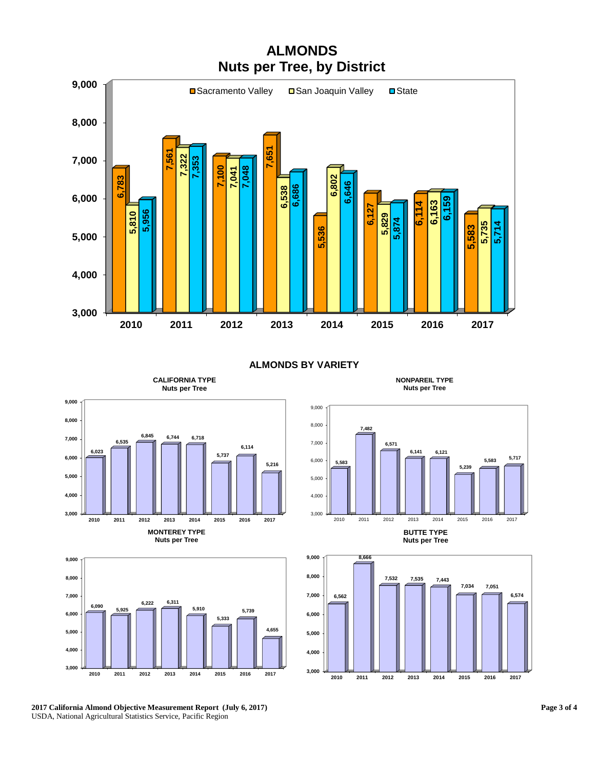# ALMONDS
## Nuts per Tree, by District

| Year | Sacramento Valley | San Joaquin Valley | State |
| --- | --- | --- | --- |
| 2010 | 6,783 | 5,810 | 5,956 |
| 2011 | 7,561 | 7,322 | 7,353 |
| 2012 | 7,100 | 7,041 | 7,048 |
| 2013 | 7,651 | 6,538 | 6,686 |
| 2014 | 5,536 | 6,802 | 6,646 |
| 2015 | 6,127 | 5,829 | 5,874 |
| 2016 | 6,114 | 6,163 | 6,159 |
| 2017 | 5,583 | 5,735 | 5,714 |

## ALMONDS BY VARIETY

### CALIFORNIA TYPE
Nuts per Tree

| 2010 | 2011 | 2012 | 2013 | 2014 | 2015 | 2016 | 2017 |
| --- | --- | --- | --- | --- | --- | --- | --- |
| 6,023 | 6,535 | 6,845 | 6,744 | 6,718 | 5,737 | 6,114 | 5,216 |

### NONPAREIL TYPE
Nuts per Tree

| 2010 | 2011 | 2012 | 2013 | 2014 | 2015 | 2016 | 2017 |
| --- | --- | --- | --- | --- | --- | --- | --- |
| 5,583 | 7,482 | 6,571 | 6,141 | 6,121 | 5,239 | 5,583 | 5,717 |

### MONTEREY TYPE
Nuts per Tree

| 2010 | 2011 | 2012 | 2013 | 2014 | 2015 | 2016 | 2017 |
| --- | --- | --- | --- | --- | --- | --- | --- |
| 6,090 | 5,925 | 6,222 | 6,311 | 5,910 | 5,333 | 5,739 | 4,655 |

### BUTTE TYPE
Nuts per Tree

| 2010 | 2011 | 2012 | 2013 | 2014 | 2015 | 2016 | 2017 |
| --- | --- | --- | --- | --- | --- | --- | --- |
| 6,562 | 8,666 | 7,532 | 7,535 | 7,443 | 7,034 | 7,051 | 6,574 |

**2017 California Almond Objective Measurement Report (July 6, 2017)**
USDA, National Agricultural Statistics Service, Pacific Region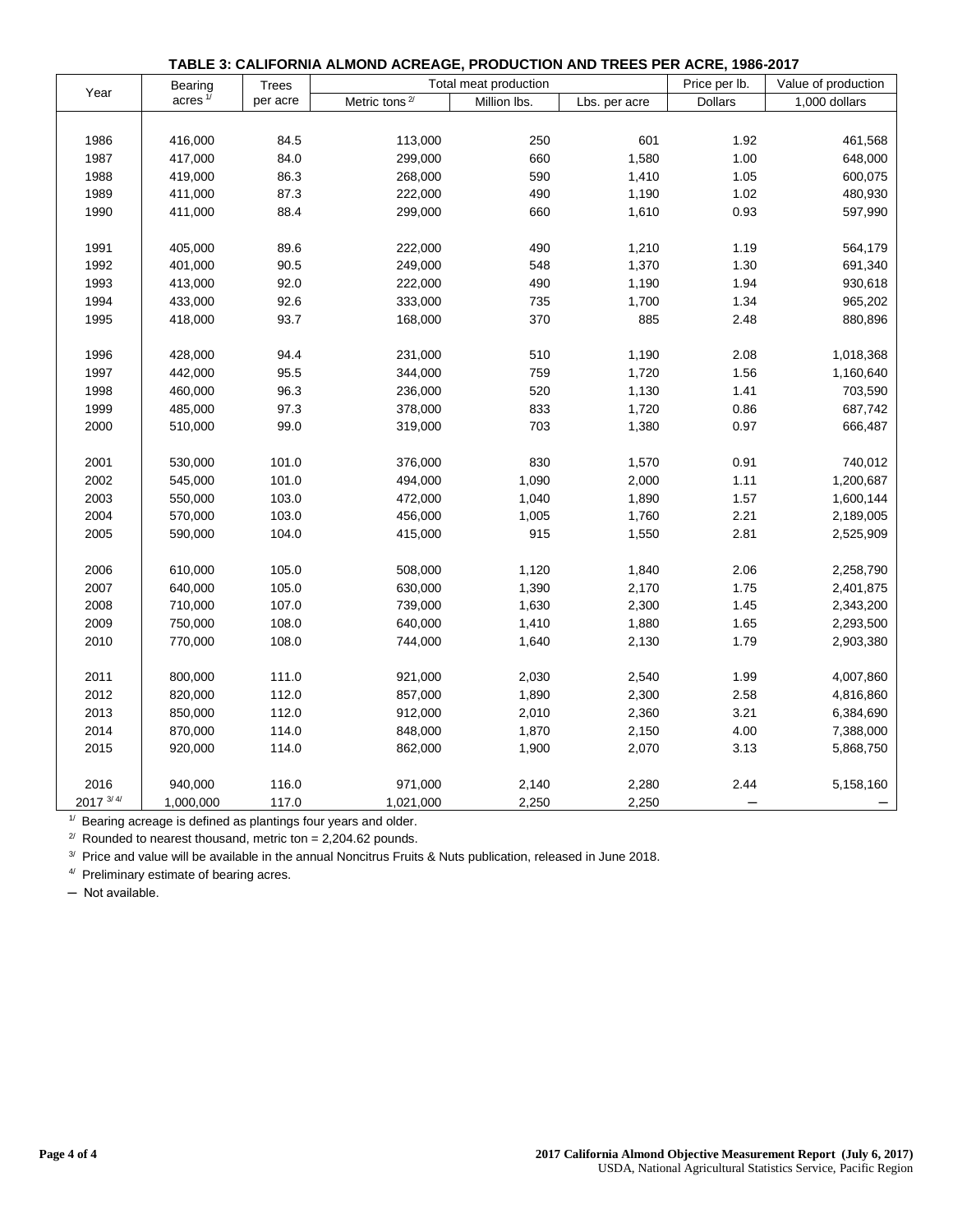**TABLE 3: CALIFORNIA ALMOND ACREAGE, PRODUCTION AND TREES PER ACRE, 1986-2017**

| Year | Bearing acres [1/] | Trees per acre | Total meat production | | | Price per lb. | Value of production |
|---|---|---|---|---|---|---|---|
| | | | Metric tons [2/] | Million lbs. | Lbs. per acre | Dollars | 1,000 dollars |
| 1986 | 416,000 | 84.5 | 113,000 | 250 | 601 | 1.92 | 461,568 |
| 1987 | 417,000 | 84.0 | 299,000 | 660 | 1,580 | 1.00 | 648,000 |
| 1988 | 419,000 | 86.3 | 268,000 | 590 | 1,410 | 1.05 | 600,075 |
| 1989 | 411,000 | 87.3 | 222,000 | 490 | 1,190 | 1.02 | 480,930 |
| 1990 | 411,000 | 88.4 | 299,000 | 660 | 1,610 | 0.93 | 597,990 |
| 1991 | 405,000 | 89.6 | 222,000 | 490 | 1,210 | 1.19 | 564,179 |
| 1992 | 401,000 | 90.5 | 249,000 | 548 | 1,370 | 1.30 | 691,340 |
| 1993 | 413,000 | 92.0 | 222,000 | 490 | 1,190 | 1.94 | 930,618 |
| 1994 | 433,000 | 92.6 | 333,000 | 735 | 1,700 | 1.34 | 965,202 |
| 1995 | 418,000 | 93.7 | 168,000 | 370 | 885 | 2.48 | 880,896 |
| 1996 | 428,000 | 94.4 | 231,000 | 510 | 1,190 | 2.08 | 1,018,368 |
| 1997 | 442,000 | 95.5 | 344,000 | 759 | 1,720 | 1.56 | 1,160,640 |
| 1998 | 460,000 | 96.3 | 236,000 | 520 | 1,130 | 1.41 | 703,590 |
| 1999 | 485,000 | 97.3 | 378,000 | 833 | 1,720 | 0.86 | 687,742 |
| 2000 | 510,000 | 99.0 | 319,000 | 703 | 1,380 | 0.97 | 666,487 |
| 2001 | 530,000 | 101.0 | 376,000 | 830 | 1,570 | 0.91 | 740,012 |
| 2002 | 545,000 | 101.0 | 494,000 | 1,090 | 2,000 | 1.11 | 1,200,687 |
| 2003 | 550,000 | 103.0 | 472,000 | 1,040 | 1,890 | 1.57 | 1,600,144 |
| 2004 | 570,000 | 103.0 | 456,000 | 1,005 | 1,760 | 2.21 | 2,189,005 |
| 2005 | 590,000 | 104.0 | 415,000 | 915 | 1,550 | 2.81 | 2,525,909 |
| 2006 | 610,000 | 105.0 | 508,000 | 1,120 | 1,840 | 2.06 | 2,258,790 |
| 2007 | 640,000 | 105.0 | 630,000 | 1,390 | 2,170 | 1.75 | 2,401,875 |
| 2008 | 710,000 | 107.0 | 739,000 | 1,630 | 2,300 | 1.45 | 2,343,200 |
| 2009 | 750,000 | 108.0 | 640,000 | 1,410 | 1,880 | 1.65 | 2,293,500 |
| 2010 | 770,000 | 108.0 | 744,000 | 1,640 | 2,130 | 1.79 | 2,903,380 |
| 2011 | 800,000 | 111.0 | 921,000 | 2,030 | 2,540 | 1.99 | 4,007,860 |
| 2012 | 820,000 | 112.0 | 857,000 | 1,890 | 2,300 | 2.58 | 4,816,860 |
| 2013 | 850,000 | 112.0 | 912,000 | 2,010 | 2,360 | 3.21 | 6,384,690 |
| 2014 | 870,000 | 114.0 | 848,000 | 1,870 | 2,150 | 4.00 | 7,388,000 |
| 2015 | 920,000 | 114.0 | 862,000 | 1,900 | 2,070 | 3.13 | 5,868,750 |
| 2016 | 940,000 | 116.0 | 971,000 | 2,140 | 2,280 | 2.44 | 5,158,160 |
| 2017 [3/] [4/] | 1,000,000 | 117.0 | 1,021,000 | 2,250 | 2,250 | – | – |

[1/] Bearing acreage is defined as plantings four years and older.

[2/] Rounded to nearest thousand, metric ton = 2,204.62 pounds.

[3/] Price and value will be available in the annual Noncitrus Fruits & Nuts publication, released in June 2018.

[4/] Preliminary estimate of bearing acres.

– Not available.